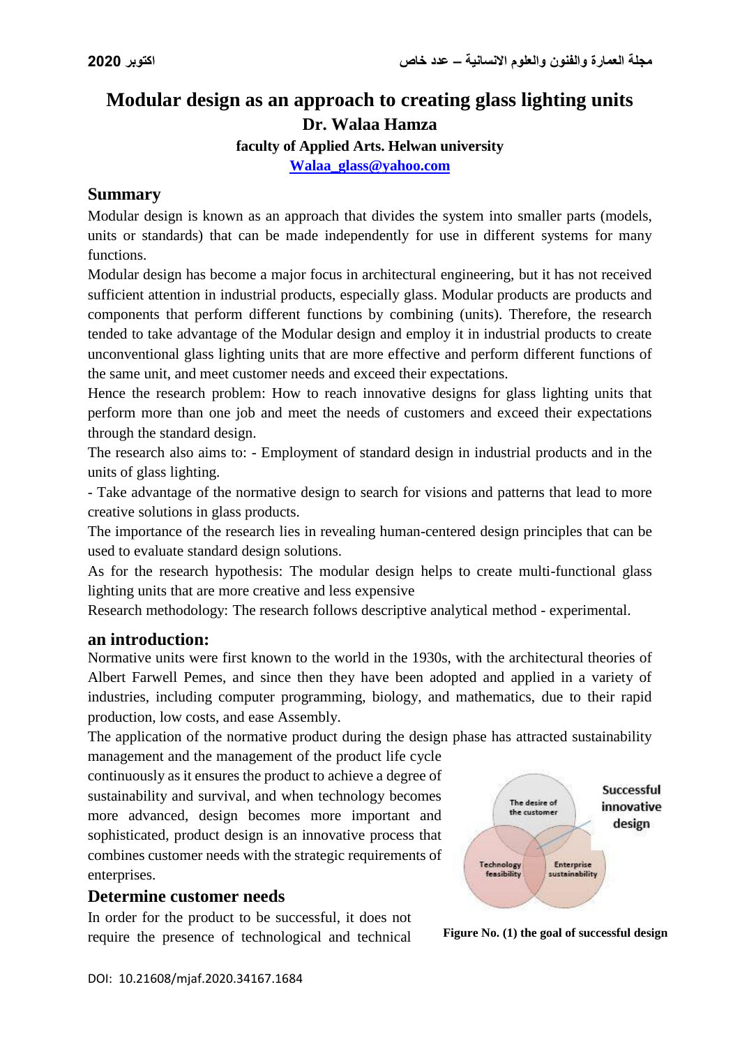# Modular design as an approach to creating glass lighting units

**Dr. Walaa Hamza**

**faculty of Applied Arts. Helwan university**

**Walaa_glass@yahoo.com**

## Summary

Modular design is known as an approach that divides the system into smaller parts (models, units or standards) that can be made independently for use in different systems for many functions.

Modular design has become a major focus in architectural engineering, but it has not received sufficient attention in industrial products, especially glass. Modular products are products and components that perform different functions by combining (units). Therefore, the research tended to take advantage of the Modular design and employ it in industrial products to create unconventional glass lighting units that are more effective and perform different functions of the same unit, and meet customer needs and exceed their expectations.

Hence the research problem: How to reach innovative designs for glass lighting units that perform more than one job and meet the needs of customers and exceed their expectations through the standard design.

The research also aims to: - Employment of standard design in industrial products and in the units of glass lighting.

- Take advantage of the normative design to search for visions and patterns that lead to more creative solutions in glass products.

The importance of the research lies in revealing human-centered design principles that can be used to evaluate standard design solutions.

As for the research hypothesis: The modular design helps to create multi-functional glass lighting units that are more creative and less expensive

Research methodology: The research follows descriptive analytical method - experimental.

## an introduction:

Normative units were first known to the world in the 1930s, with the architectural theories of Albert Farwell Pemes, and since then they have been adopted and applied in a variety of industries, including computer programming, biology, and mathematics, due to their rapid production, low costs, and ease Assembly.

The application of the normative product during the design phase has attracted sustainability management and the management of the product life cycle continuously as it ensures the product to achieve a degree of sustainability and survival, and when technology becomes more advanced, design becomes more important and sophisticated, product design is an innovative process that combines customer needs with the strategic requirements of enterprises.

The desire of the customer

Technology feasibility

Enterprise sustainability

Successful innovative design

**Figure No. (1) the goal of successful design**

## Determine customer needs

In order for the product to be successful, it does not require the presence of technological and technical

DOI: 10.21608/mjaf.2020.34167.1684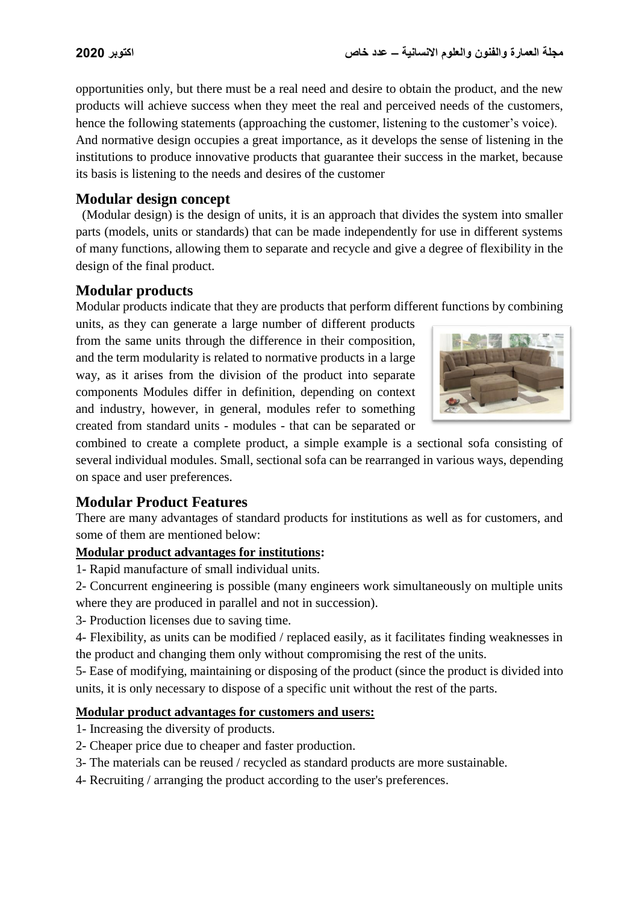opportunities only, but there must be a real need and desire to obtain the product, and the new products will achieve success when they meet the real and perceived needs of the customers, hence the following statements (approaching the customer, listening to the customer's voice). And normative design occupies a great importance, as it develops the sense of listening in the institutions to produce innovative products that guarantee their success in the market, because its basis is listening to the needs and desires of the customer

## Modular design concept

(Modular design) is the design of units, it is an approach that divides the system into smaller parts (models, units or standards) that can be made independently for use in different systems of many functions, allowing them to separate and recycle and give a degree of flexibility in the design of the final product.

## Modular products

Modular products indicate that they are products that perform different functions by combining units, as they can generate a large number of different products from the same units through the difference in their composition, and the term modularity is related to normative products in a large way, as it arises from the division of the product into separate components Modules differ in definition, depending on context and industry, however, in general, modules refer to something created from standard units - modules - that can be separated or combined to create a complete product, a simple example is a sectional sofa consisting of several individual modules. Small, sectional sofa can be rearranged in various ways, depending on space and user preferences.

## Modular Product Features

There are many advantages of standard products for institutions as well as for customers, and some of them are mentioned below:

**Modular product advantages for institutions:**

1- Rapid manufacture of small individual units.

2- Concurrent engineering is possible (many engineers work simultaneously on multiple units where they are produced in parallel and not in succession).

3- Production licenses due to saving time.

4- Flexibility, as units can be modified / replaced easily, as it facilitates finding weaknesses in the product and changing them only without compromising the rest of the units.

5- Ease of modifying, maintaining or disposing of the product (since the product is divided into units, it is only necessary to dispose of a specific unit without the rest of the parts.

**Modular product advantages for customers and users:**

1- Increasing the diversity of products.

2- Cheaper price due to cheaper and faster production.

3- The materials can be reused / recycled as standard products are more sustainable.

4- Recruiting / arranging the product according to the user's preferences.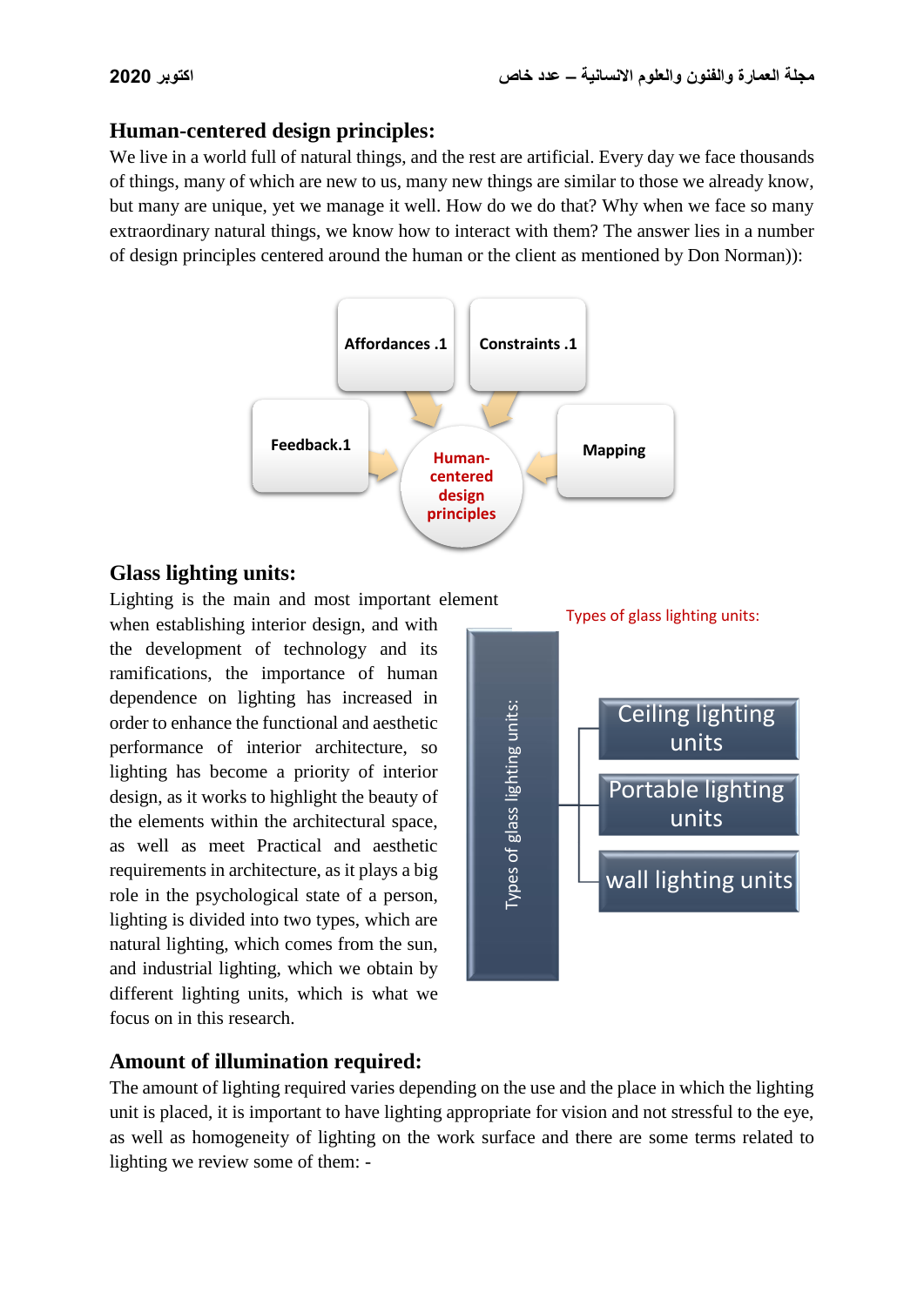## Human-centered design principles:

We live in a world full of natural things, and the rest are artificial. Every day we face thousands of things, many of which are new to us, many new things are similar to those we already know, but many are unique, yet we manage it well. How do we do that? Why when we face so many extraordinary natural things, we know how to interact with them? The answer lies in a number of design principles centered around the human or the client as mentioned by Don Norman)):

Affordances .1

Constraints .1

Feedback.1

Mapping

Human-centered design principles

## Glass lighting units:

Lighting is the main and most important element when establishing interior design, and with the development of technology and its ramifications, the importance of human dependence on lighting has increased in order to enhance the functional and aesthetic performance of interior architecture, so lighting has become a priority of interior design, as it works to highlight the beauty of the elements within the architectural space, as well as meet Practical and aesthetic requirements in architecture, as it plays a big role in the psychological state of a person, lighting is divided into two types, which are natural lighting, which comes from the sun, and industrial lighting, which we obtain by different lighting units, which is what we focus on in this research.

Types of glass lighting units:

Types of glass lighting units:

- Ceiling lighting units
- Portable lighting units
- wall lighting units

## Amount of illumination required:

The amount of lighting required varies depending on the use and the place in which the lighting unit is placed, it is important to have lighting appropriate for vision and not stressful to the eye, as well as homogeneity of lighting on the work surface and there are some terms related to lighting we review some of them: -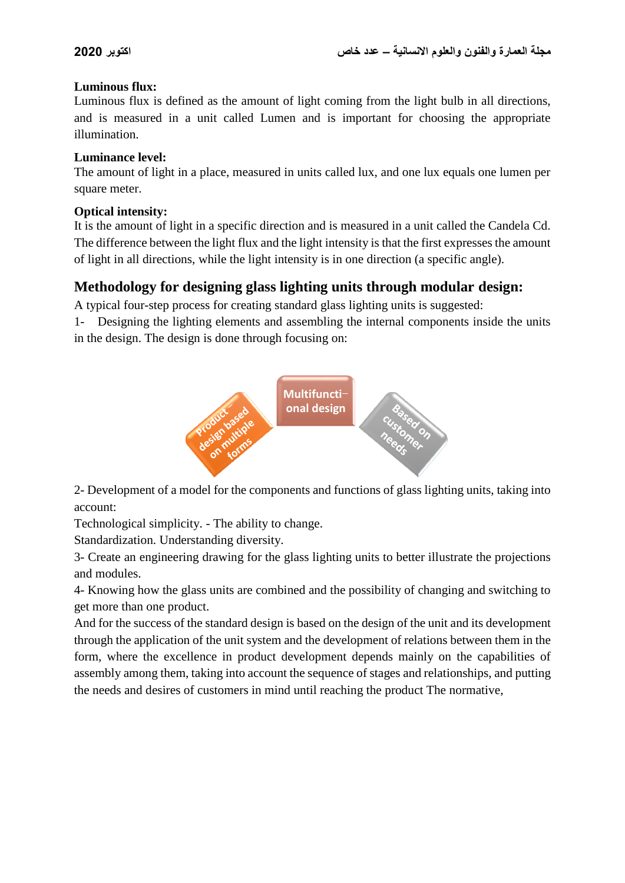**Luminous flux:**

Luminous flux is defined as the amount of light coming from the light bulb in all directions, and is measured in a unit called Lumen and is important for choosing the appropriate illumination.

**Luminance level:**

The amount of light in a place, measured in units called lux, and one lux equals one lumen per square meter.

**Optical intensity:**

It is the amount of light in a specific direction and is measured in a unit called the Candela Cd. The difference between the light flux and the light intensity is that the first expresses the amount of light in all directions, while the light intensity is in one direction (a specific angle).

## Methodology for designing glass lighting units through modular design:

A typical four-step process for creating standard glass lighting units is suggested:

1- Designing the lighting elements and assembling the internal components inside the units in the design. The design is done through focusing on:

Product design based on multiple forms

Multifuncti-onal design

Based on customer needs

2- Development of a model for the components and functions of glass lighting units, taking into account:

Technological simplicity. - The ability to change.

Standardization. Understanding diversity.

3- Create an engineering drawing for the glass lighting units to better illustrate the projections and modules.

4- Knowing how the glass units are combined and the possibility of changing and switching to get more than one product.

And for the success of the standard design is based on the design of the unit and its development through the application of the unit system and the development of relations between them in the form, where the excellence in product development depends mainly on the capabilities of assembly among them, taking into account the sequence of stages and relationships, and putting the needs and desires of customers in mind until reaching the product The normative,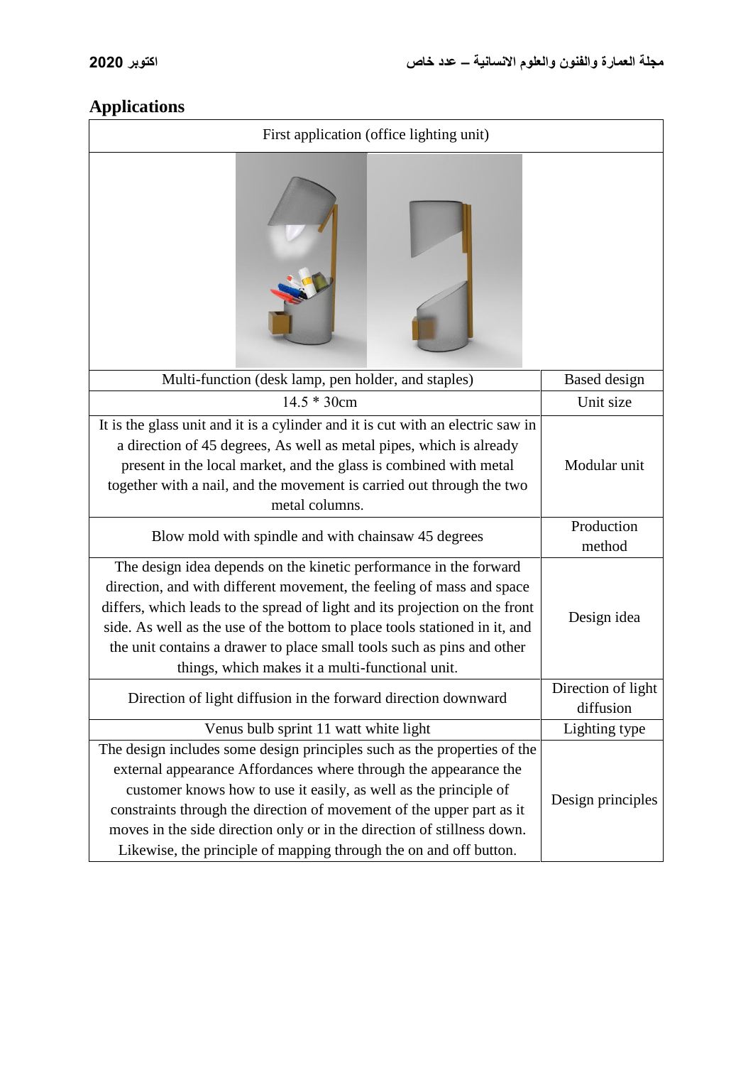## Applications

| First application (office lighting unit) | |
|---|---|
| Multi-function (desk lamp, pen holder, and staples) | Based design |
| 14.5 * 30cm | Unit size |
| It is the glass unit and it is a cylinder and it is cut with an electric saw in a direction of 45 degrees, As well as metal pipes, which is already present in the local market, and the glass is combined with metal together with a nail, and the movement is carried out through the two metal columns. | Modular unit |
| Blow mold with spindle and with chainsaw 45 degrees | Production method |
| The design idea depends on the kinetic performance in the forward direction, and with different movement, the feeling of mass and space differs, which leads to the spread of light and its projection on the front side. As well as the use of the bottom to place tools stationed in it, and the unit contains a drawer to place small tools such as pins and other things, which makes it a multi-functional unit. | Design idea |
| Direction of light diffusion in the forward direction downward | Direction of light diffusion |
| Venus bulb sprint 11 watt white light | Lighting type |
| The design includes some design principles such as the properties of the external appearance Affordances where through the appearance the customer knows how to use it easily, as well as the principle of constraints through the direction of movement of the upper part as it moves in the side direction only or in the direction of stillness down. Likewise, the principle of mapping through the on and off button. | Design principles |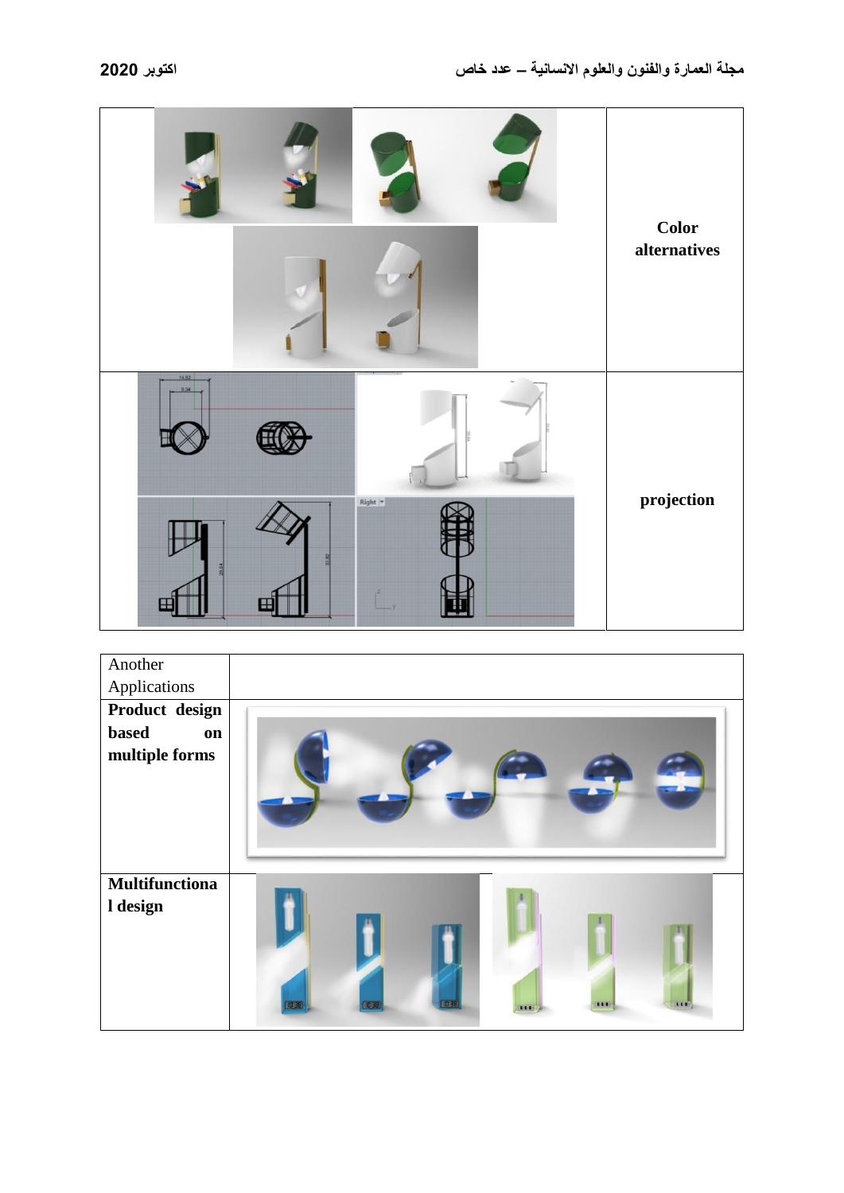| | |
|---|---|
| | **Color alternatives** |
| | **projection** |

| Another Applications | |
|---|---|
| **Product design based on multiple forms** | |
| **Multifunctional design** | |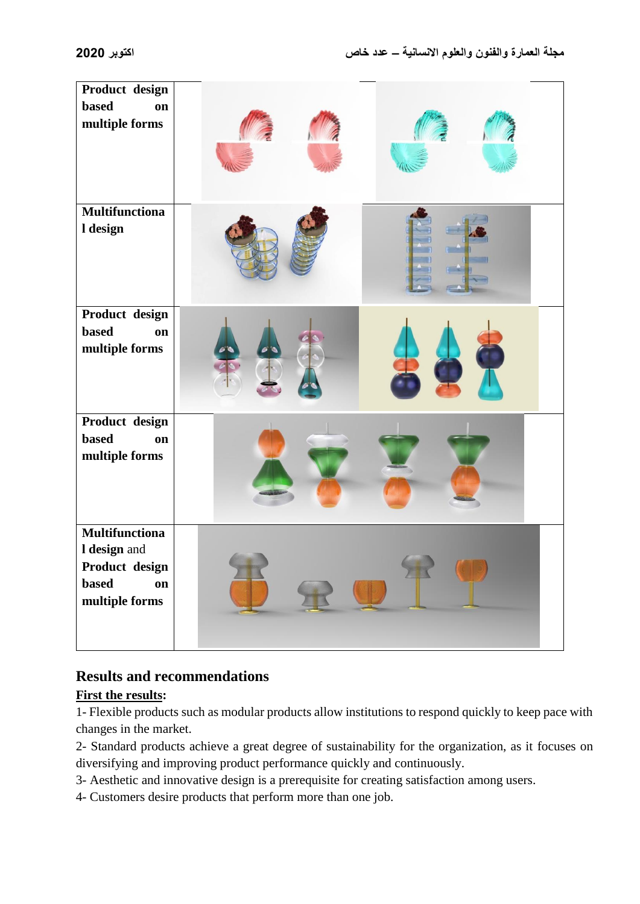| | |
|---|---|
| **Product design based on multiple forms** | |
| **Multifunctional design** | |
| **Product design based on multiple forms** | |
| **Product design based on multiple forms** | |
| **Multifunctional design** and **Product design based on multiple forms** | |

## Results and recommendations

**First the results:**

1- Flexible products such as modular products allow institutions to respond quickly to keep pace with changes in the market.

2- Standard products achieve a great degree of sustainability for the organization, as it focuses on diversifying and improving product performance quickly and continuously.

3- Aesthetic and innovative design is a prerequisite for creating satisfaction among users.

4- Customers desire products that perform more than one job.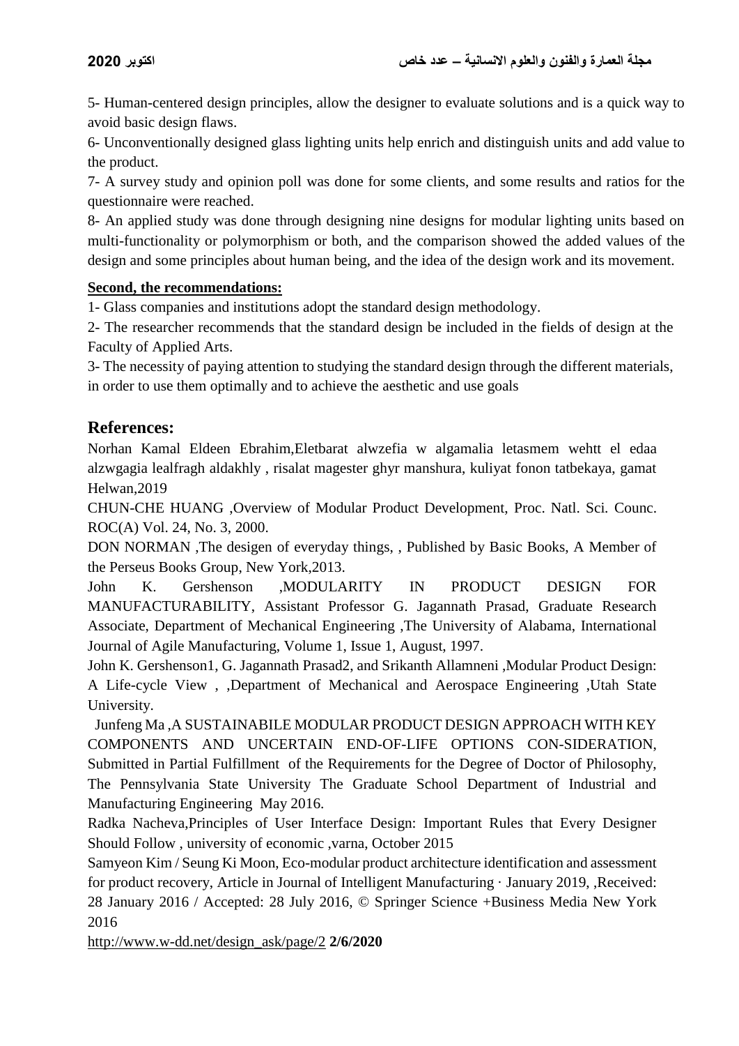5- Human-centered design principles, allow the designer to evaluate solutions and is a quick way to avoid basic design flaws.

6- Unconventionally designed glass lighting units help enrich and distinguish units and add value to the product.

7- A survey study and opinion poll was done for some clients, and some results and ratios for the questionnaire were reached.

8- An applied study was done through designing nine designs for modular lighting units based on multi-functionality or polymorphism or both, and the comparison showed the added values of the design and some principles about human being, and the idea of the design work and its movement.

**Second, the recommendations:**

1- Glass companies and institutions adopt the standard design methodology.

2- The researcher recommends that the standard design be included in the fields of design at the Faculty of Applied Arts.

3- The necessity of paying attention to studying the standard design through the different materials, in order to use them optimally and to achieve the aesthetic and use goals

## References:

Norhan Kamal Eldeen Ebrahim,Eletbarat alwzefia w algamalia letasmem wehtt el edaa alzwgagia lealfragh aldakhly , risalat magester ghyr manshura, kuliyat fonon tatbekaya, gamat Helwan,2019

CHUN-CHE HUANG ,Overview of Modular Product Development, Proc. Natl. Sci. Counc. ROC(A) Vol. 24, No. 3, 2000.

DON NORMAN ,The desigen of everyday things, , Published by Basic Books, A Member of the Perseus Books Group, New York,2013.

John K. Gershenson ,MODULARITY IN PRODUCT DESIGN FOR MANUFACTURABILITY, Assistant Professor G. Jagannath Prasad, Graduate Research Associate, Department of Mechanical Engineering ,The University of Alabama, International Journal of Agile Manufacturing, Volume 1, Issue 1, August, 1997.

John K. Gershenson1, G. Jagannath Prasad2, and Srikanth Allamneni ,Modular Product Design: A Life-cycle View , ,Department of Mechanical and Aerospace Engineering ,Utah State University.

Junfeng Ma ,A SUSTAINABILE MODULAR PRODUCT DESIGN APPROACH WITH KEY COMPONENTS AND UNCERTAIN END-OF-LIFE OPTIONS CON-SIDERATION, Submitted in Partial Fulfillment of the Requirements for the Degree of Doctor of Philosophy, The Pennsylvania State University The Graduate School Department of Industrial and Manufacturing Engineering May 2016.

Radka Nacheva,Principles of User Interface Design: Important Rules that Every Designer Should Follow , university of economic ,varna, October 2015

Samyeon Kim / Seung Ki Moon, Eco-modular product architecture identification and assessment for product recovery, Article in Journal of Intelligent Manufacturing · January 2019, ,Received: 28 January 2016 / Accepted: 28 July 2016, © Springer Science +Business Media New York 2016

http://www.w-dd.net/design_ask/page/2 **2/6/2020**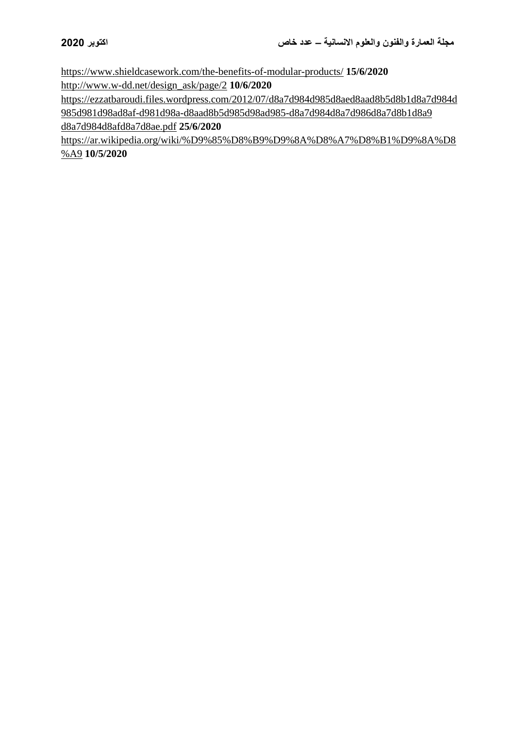https://www.shieldcasework.com/the-benefits-of-modular-products/ **15/6/2020**

http://www.w-dd.net/design_ask/page/2 **10/6/2020**

https://ezzatbaroudi.files.wordpress.com/2012/07/d8a7d984d985d8aed8aad8b5d8b1d8a7d984d985d981d98ad8af-d981d98a-d8aad8b5d985d98ad985-d8a7d984d8a7d986d8a7d8b1d8a9d8a7d984d8afd8a7d8ae.pdf **25/6/2020**

https://ar.wikipedia.org/wiki/%D9%85%D8%B9%D9%8A%D8%A7%D8%B1%D9%8A%D8%A9 **10/5/2020**